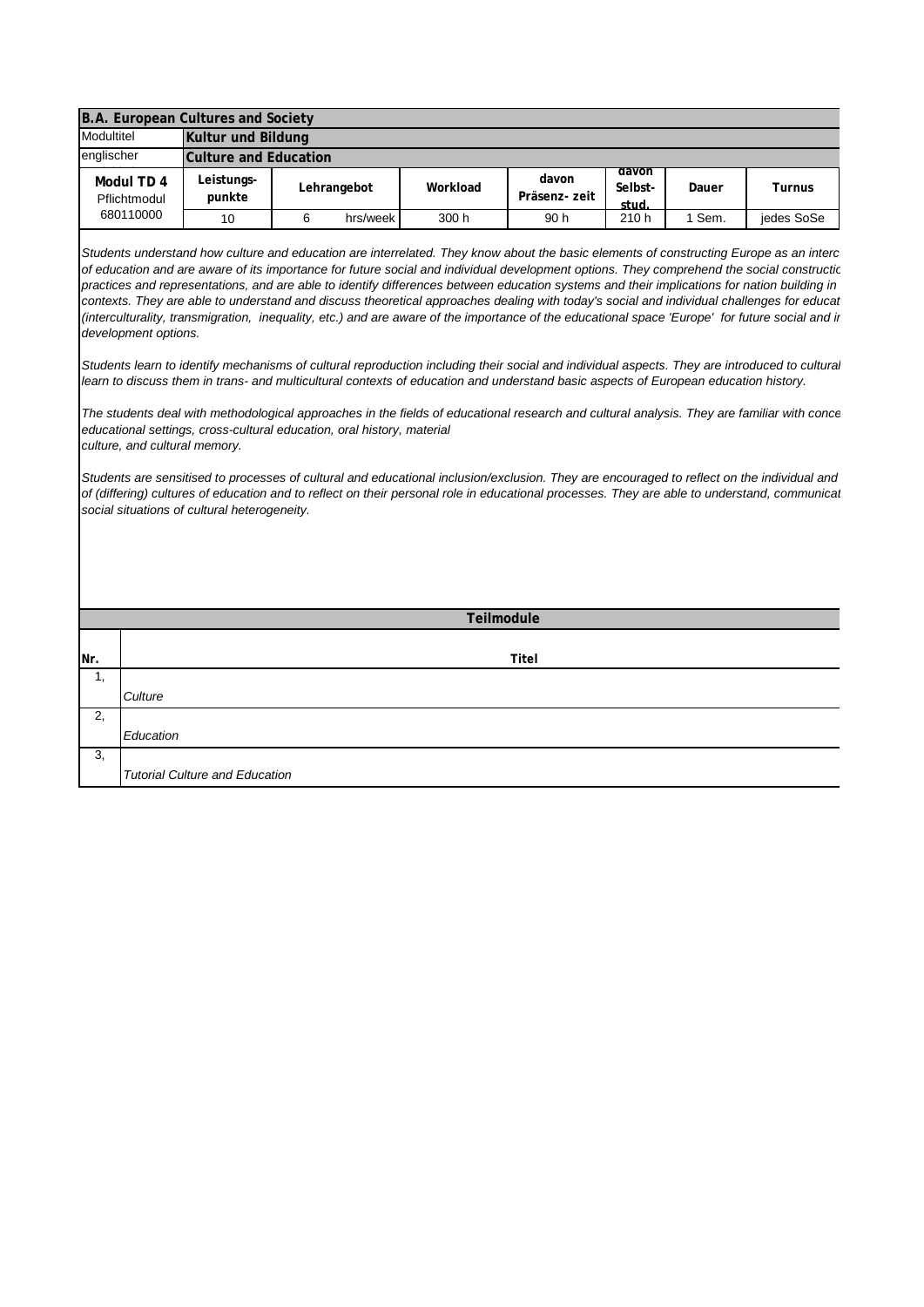| B.A. European Cultures and Society | | | | | | | | |
|---|---|---|---|---|---|---|---|---|
| Modultitel | Kultur und Bildung | | | | | | | |
| englischer | Culture and Education | | | | | | | |
| **Modul TD 4** Pflichtmodul 680110000 | **Leistungs-punkte** | **Lehrangebot** | | **Workload** | **davon Präsenz- zeit** | **davon Selbst-stud.** | **Dauer** | **Turnus** |
| | 10 | 6 | hrs/week | 300 h | 90 h | 210 h | 1 Sem. | jedes SoSe |

*Students understand how culture and education are interrelated. They know about the basic elements of constructing Europe as an interc of education and are aware of its importance for future social and individual development options. They comprehend the social constructic practices and representations, and are able to identify differences between education systems and their implications for nation building in contexts. They are able to understand and discuss theoretical approaches dealing with today's social and individual challenges for educat (interculturality, transmigration, inequality, etc.) and are aware of the importance of the educational space 'Europe' for future social and ir development options.*

*Students learn to identify mechanisms of cultural reproduction including their social and individual aspects. They are introduced to cultural learn to discuss them in trans- and multicultural contexts of education and understand basic aspects of European education history.*

*The students deal with methodological approaches in the fields of educational research and cultural analysis. They are familiar with conce educational settings, cross-cultural education, oral history, material culture, and cultural memory.*

*Students are sensitised to processes of cultural and educational inclusion/exclusion. They are encouraged to reflect on the individual and of (differing) cultures of education and to reflect on their personal role in educational processes. They are able to understand, communicat social situations of cultural heterogeneity.*

| Teilmodule | |
|---|---|
| **Nr.** | **Titel** |
| 1, | *Culture* |
| 2, | *Education* |
| 3, | *Tutorial Culture and Education* |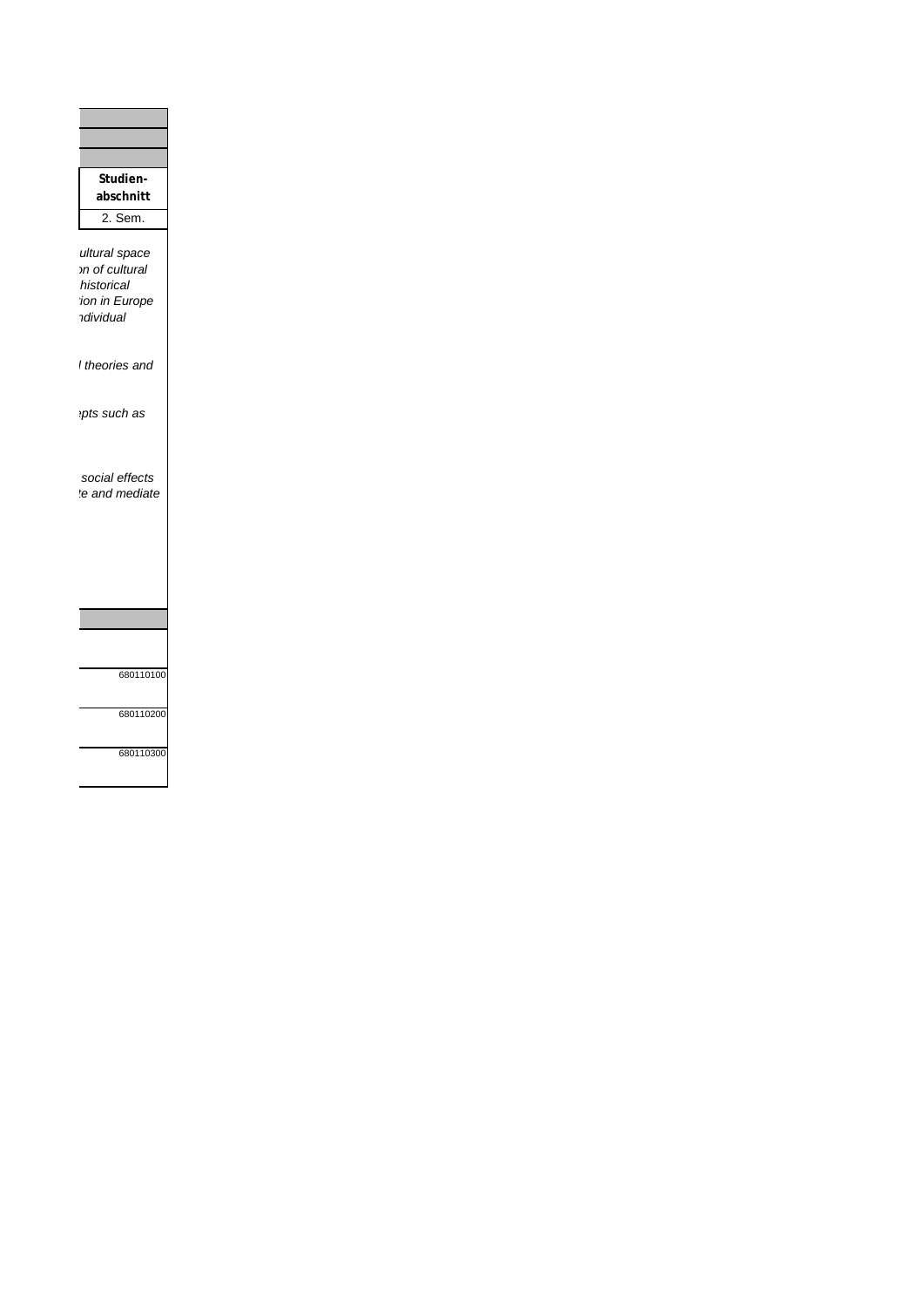| |
|---|
| |
| |
| |
| **Studien-abschnitt** |
| 2. Sem. |
| *ultural space*<br>*on of cultural*<br>*historical*<br>*ion in Europe*<br>*ndividual*<br><br>*l theories and*<br><br>*epts such as*<br><br>*social effects*<br>*te and mediate* |
| |
| |
| 680110100 |
| 680110200 |
| 680110300 |